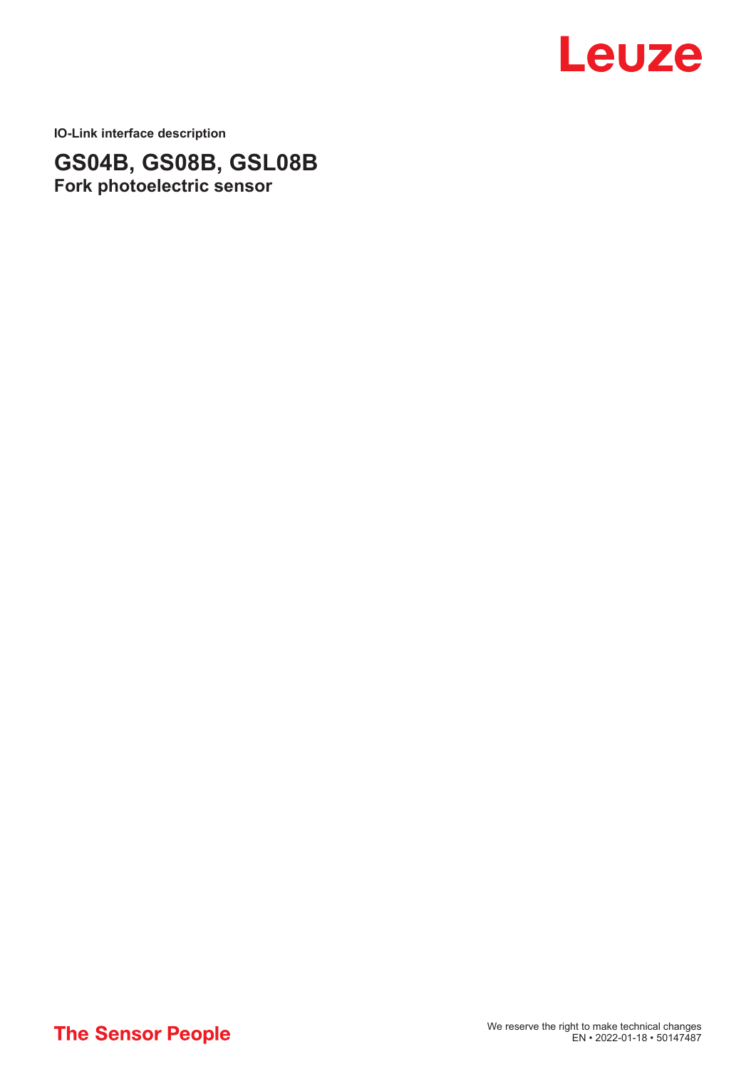Leuze

IO-Link interface description

# GS04B, GS08B, GSL08B

## Fork photoelectric sensor

**The Sensor People**

We reserve the right to make technical changes
EN • 2022-01-18 • 50147487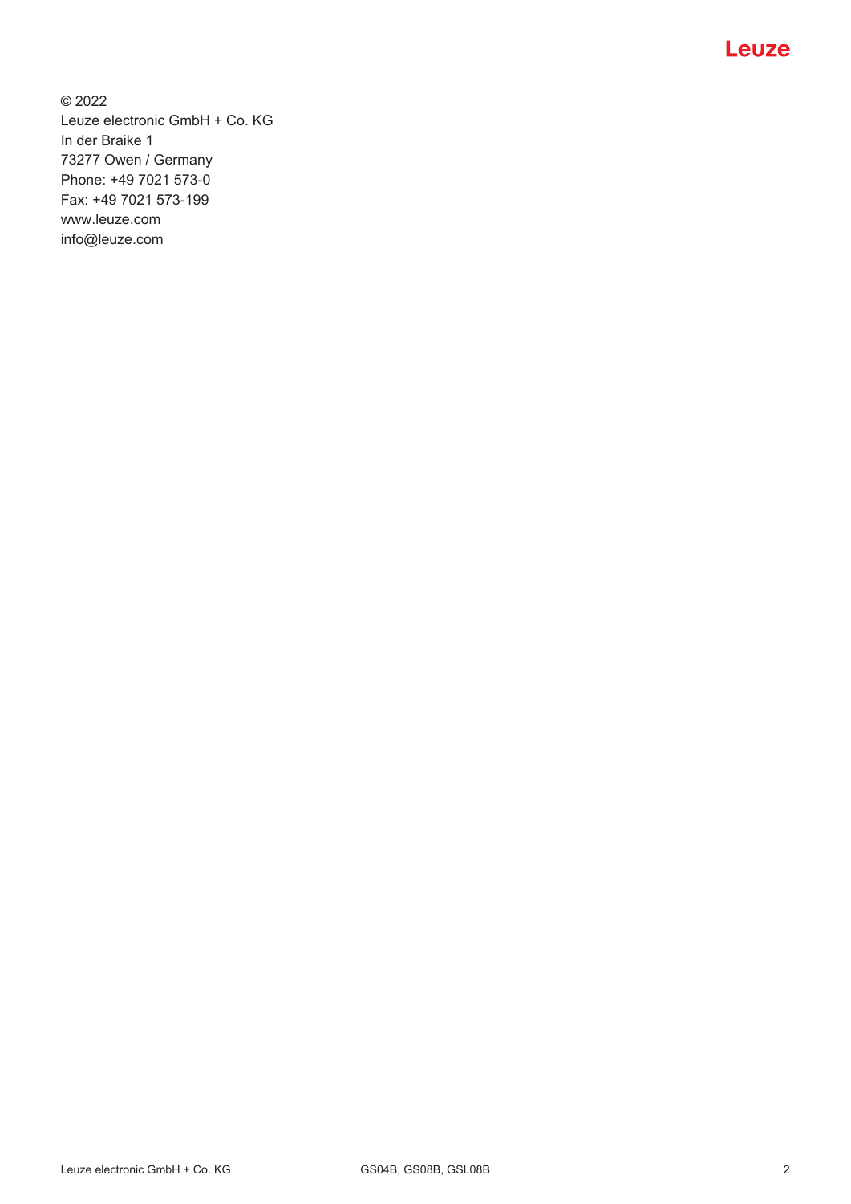© 2022
Leuze electronic GmbH + Co. KG
In der Braike 1
73277 Owen / Germany
Phone: +49 7021 573-0
Fax: +49 7021 573-199
www.leuze.com
info@leuze.com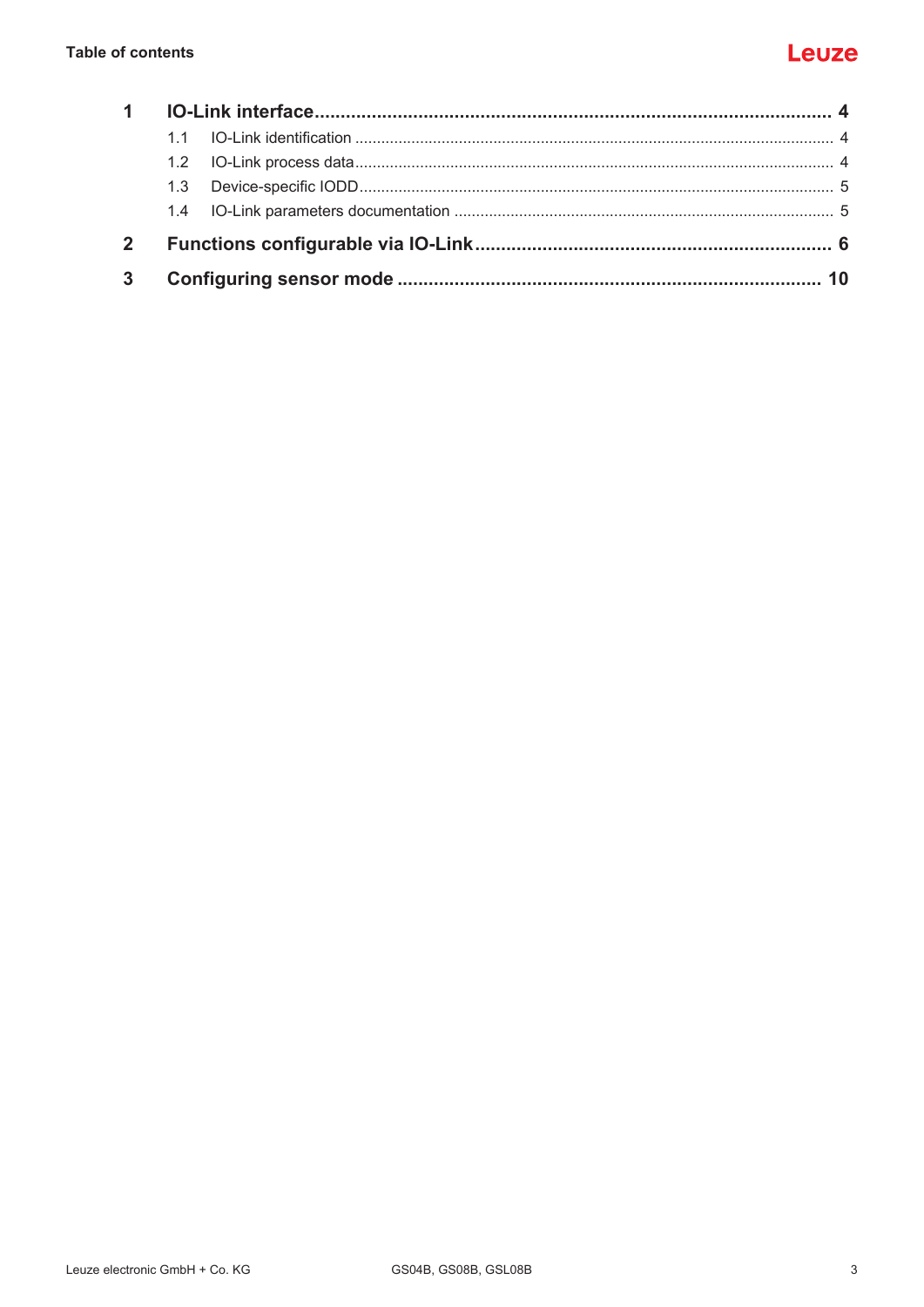# Table of contents

1 IO-Link interface 4
  - 1.1 IO-Link identification 4
  - 1.2 IO-Link process data 4
  - 1.3 Device-specific IODD 5
  - 1.4 IO-Link parameters documentation 5

2 Functions configurable via IO-Link 6

3 Configuring sensor mode 10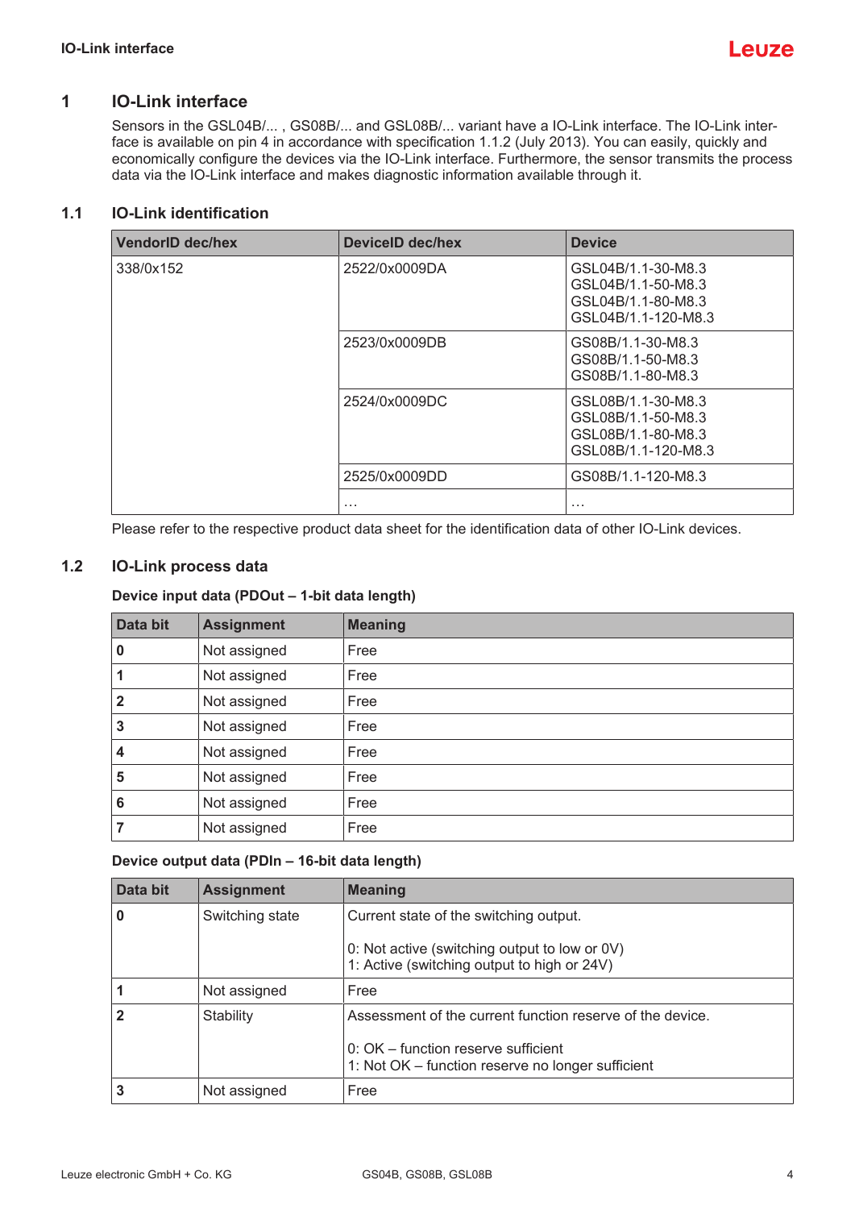# 1 IO-Link interface

Sensors in the GSL04B/... , GS08B/... and GSL08B/... variant have a IO-Link interface. The IO-Link interface is available on pin 4 in accordance with specification 1.1.2 (July 2013). You can easily, quickly and economically configure the devices via the IO-Link interface. Furthermore, the sensor transmits the process data via the IO-Link interface and makes diagnostic information available through it.

## 1.1 IO-Link identification

| VendorID dec/hex | DeviceID dec/hex | Device |
|---|---|---|
| 338/0x152 | 2522/0x0009DA | GSL04B/1.1-30-M8.3<br>GSL04B/1.1-50-M8.3<br>GSL04B/1.1-80-M8.3<br>GSL04B/1.1-120-M8.3 |
| | 2523/0x0009DB | GS08B/1.1-30-M8.3<br>GS08B/1.1-50-M8.3<br>GS08B/1.1-80-M8.3 |
| | 2524/0x0009DC | GSL08B/1.1-30-M8.3<br>GSL08B/1.1-50-M8.3<br>GSL08B/1.1-80-M8.3<br>GSL08B/1.1-120-M8.3 |
| | 2525/0x0009DD | GS08B/1.1-120-M8.3 |
| | … | … |

Please refer to the respective product data sheet for the identification data of other IO-Link devices.

## 1.2 IO-Link process data

**Device input data (PDOut – 1-bit data length)**

| Data bit | Assignment | Meaning |
|---|---|---|
| **0** | Not assigned | Free |
| **1** | Not assigned | Free |
| **2** | Not assigned | Free |
| **3** | Not assigned | Free |
| **4** | Not assigned | Free |
| **5** | Not assigned | Free |
| **6** | Not assigned | Free |
| **7** | Not assigned | Free |

**Device output data (PDIn – 16-bit data length)**

| Data bit | Assignment | Meaning |
|---|---|---|
| **0** | Switching state | Current state of the switching output.<br><br>0: Not active (switching output to low or 0V)<br>1: Active (switching output to high or 24V) |
| **1** | Not assigned | Free |
| **2** | Stability | Assessment of the current function reserve of the device.<br><br>0: OK – function reserve sufficient<br>1: Not OK – function reserve no longer sufficient |
| **3** | Not assigned | Free |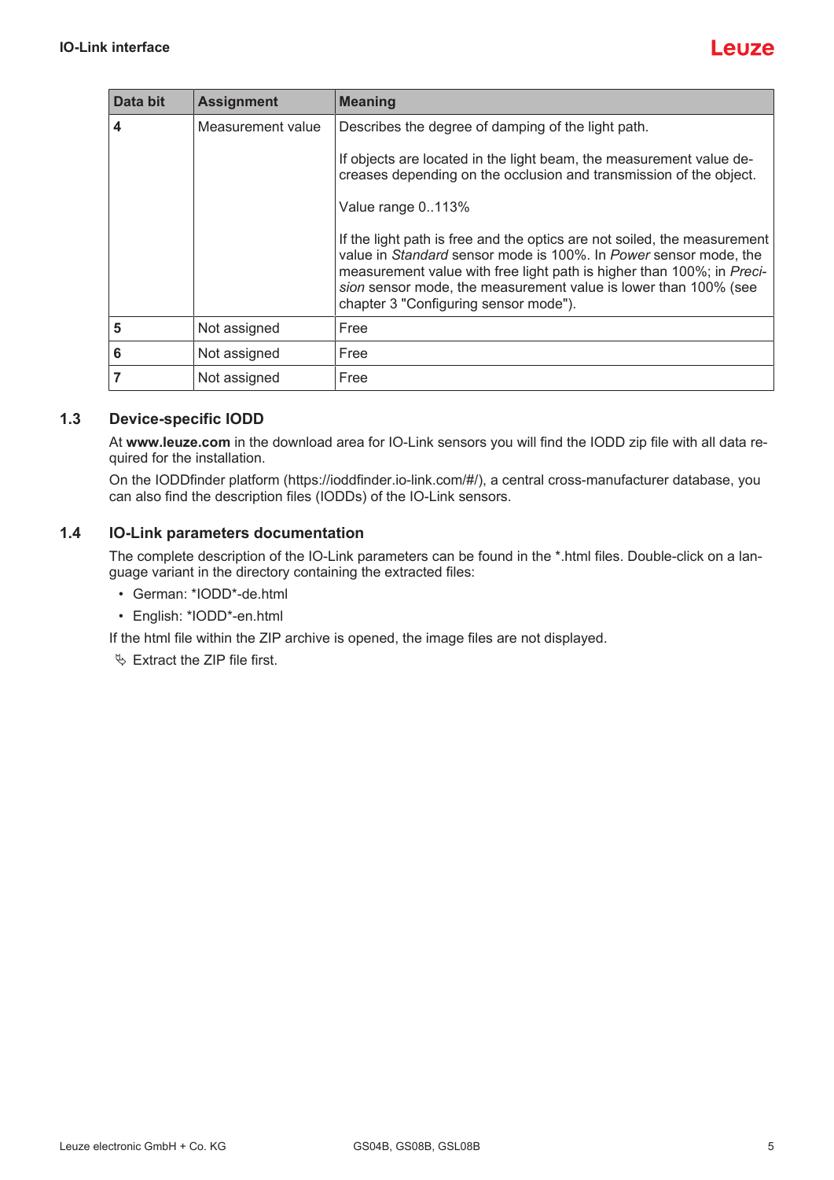| Data bit | Assignment | Meaning |
|---|---|---|
| **4** | Measurement value | Describes the degree of damping of the light path.<br><br>If objects are located in the light beam, the measurement value decreases depending on the occlusion and transmission of the object.<br><br>Value range 0..113%<br><br>If the light path is free and the optics are not soiled, the measurement value in *Standard* sensor mode is 100%. In *Power* sensor mode, the measurement value with free light path is higher than 100%; in *Precision* sensor mode, the measurement value is lower than 100% (see chapter 3 "Configuring sensor mode"). |
| **5** | Not assigned | Free |
| **6** | Not assigned | Free |
| **7** | Not assigned | Free |

## 1.3 Device-specific IODD

At **www.leuze.com** in the download area for IO-Link sensors you will find the IODD zip file with all data required for the installation.

On the IODDfinder platform (https://ioddfinder.io-link.com/#/), a central cross-manufacturer database, you can also find the description files (IODDs) of the IO-Link sensors.

## 1.4 IO-Link parameters documentation

The complete description of the IO-Link parameters can be found in the *.html files. Double-click on a language variant in the directory containing the extracted files:

- German: *IODD*-de.html
- English: *IODD*-en.html

If the html file within the ZIP archive is opened, the image files are not displayed.

✎ Extract the ZIP file first.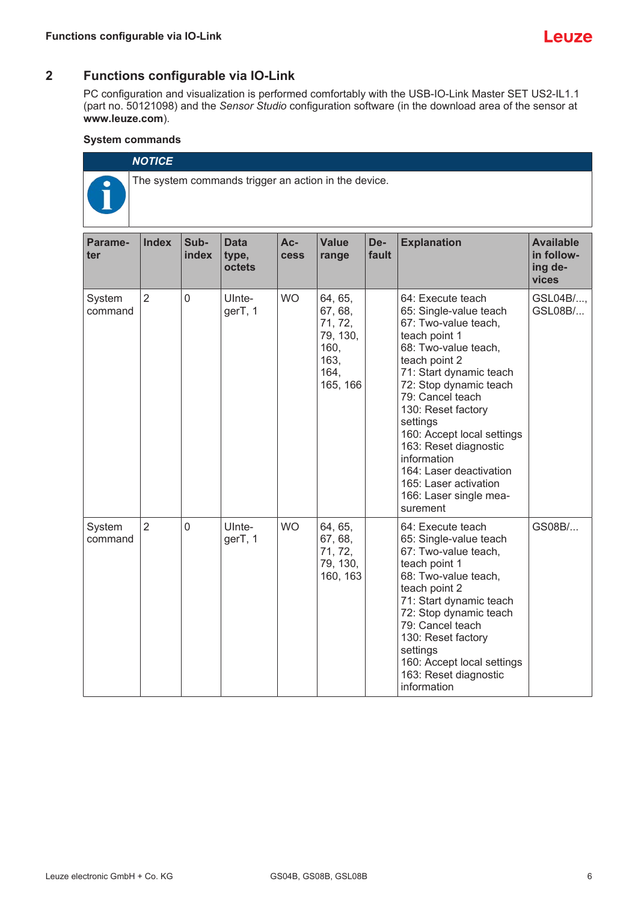# 2 Functions configurable via IO-Link

PC configuration and visualization is performed comfortably with the USB-IO-Link Master SET US2-IL1.1 (part no. 50121098) and the *Sensor Studio* configuration software (in the download area of the sensor at **www.leuze.com**).

### System commands

> **NOTICE**
>
> The system commands trigger an action in the device.

| Parameter | Index | Sub-index | Data type, octets | Access | Value range | Default | Explanation | Available in following devices |
|---|---|---|---|---|---|---|---|---|
| System command | 2 | 0 | UInteger, 1 | WO | 64, 65, 67, 68, 71, 72, 79, 130, 160, 163, 164, 165, 166 | | 64: Execute teach<br>65: Single-value teach<br>67: Two-value teach, teach point 1<br>68: Two-value teach, teach point 2<br>71: Start dynamic teach<br>72: Stop dynamic teach<br>79: Cancel teach<br>130: Reset factory settings<br>160: Accept local settings<br>163: Reset diagnostic information<br>164: Laser deactivation<br>165: Laser activation<br>166: Laser single measurement | GSL04B/..., GSL08B/... |
| System command | 2 | 0 | UInteger, 1 | WO | 64, 65, 67, 68, 71, 72, 79, 130, 160, 163 | | 64: Execute teach<br>65: Single-value teach<br>67: Two-value teach, teach point 1<br>68: Two-value teach, teach point 2<br>71: Start dynamic teach<br>72: Stop dynamic teach<br>79: Cancel teach<br>130: Reset factory settings<br>160: Accept local settings<br>163: Reset diagnostic information | GS08B/... |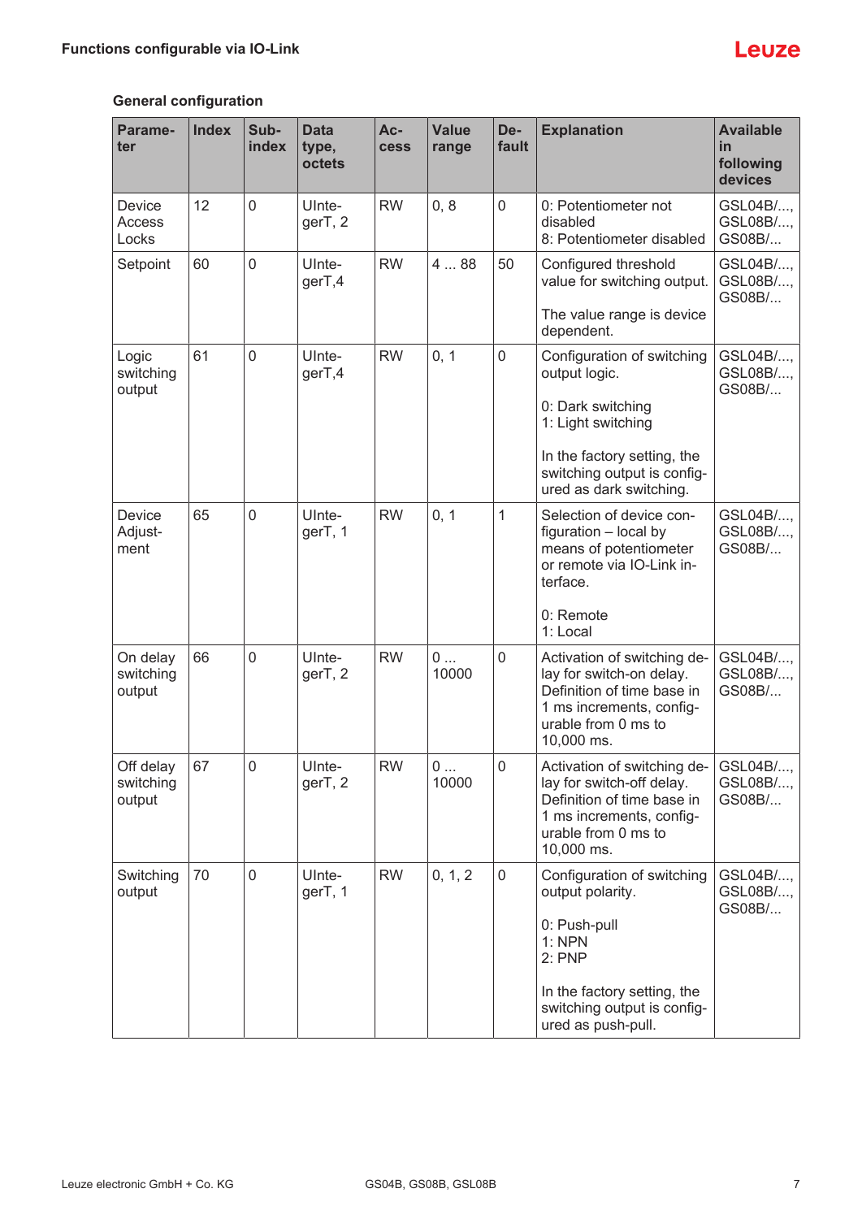## General configuration

| Parameter | Index | Subindex | Data type, octets | Access | Value range | Default | Explanation | Available in following devices |
|---|---|---|---|---|---|---|---|---|
| Device Access Locks | 12 | 0 | UInteger T, 2 | RW | 0, 8 | 0 | 0: Potentiometer not disabled<br>8: Potentiometer disabled | GSL04B/..., GSL08B/..., GS08B/... |
| Setpoint | 60 | 0 | UInteger T,4 | RW | 4 ... 88 | 50 | Configured threshold value for switching output.<br><br>The value range is device dependent. | GSL04B/..., GSL08B/..., GS08B/... |
| Logic switching output | 61 | 0 | UInteger T,4 | RW | 0, 1 | 0 | Configuration of switching output logic.<br><br>0: Dark switching<br>1: Light switching<br><br>In the factory setting, the switching output is configured as dark switching. | GSL04B/..., GSL08B/..., GS08B/... |
| Device Adjustment | 65 | 0 | UInteger T, 1 | RW | 0, 1 | 1 | Selection of device configuration – local by means of potentiometer or remote via IO-Link interface.<br><br>0: Remote<br>1: Local | GSL04B/..., GSL08B/..., GS08B/... |
| On delay switching output | 66 | 0 | UInteger T, 2 | RW | 0 ... 10000 | 0 | Activation of switching delay for switch-on delay. Definition of time base in 1 ms increments, configurable from 0 ms to 10,000 ms. | GSL04B/..., GSL08B/..., GS08B/... |
| Off delay switching output | 67 | 0 | UInteger T, 2 | RW | 0 ... 10000 | 0 | Activation of switching delay for switch-off delay. Definition of time base in 1 ms increments, configurable from 0 ms to 10,000 ms. | GSL04B/..., GSL08B/..., GS08B/... |
| Switching output | 70 | 0 | UInteger T, 1 | RW | 0, 1, 2 | 0 | Configuration of switching output polarity.<br><br>0: Push-pull<br>1: NPN<br>2: PNP<br><br>In the factory setting, the switching output is configured as push-pull. | GSL04B/..., GSL08B/..., GS08B/... |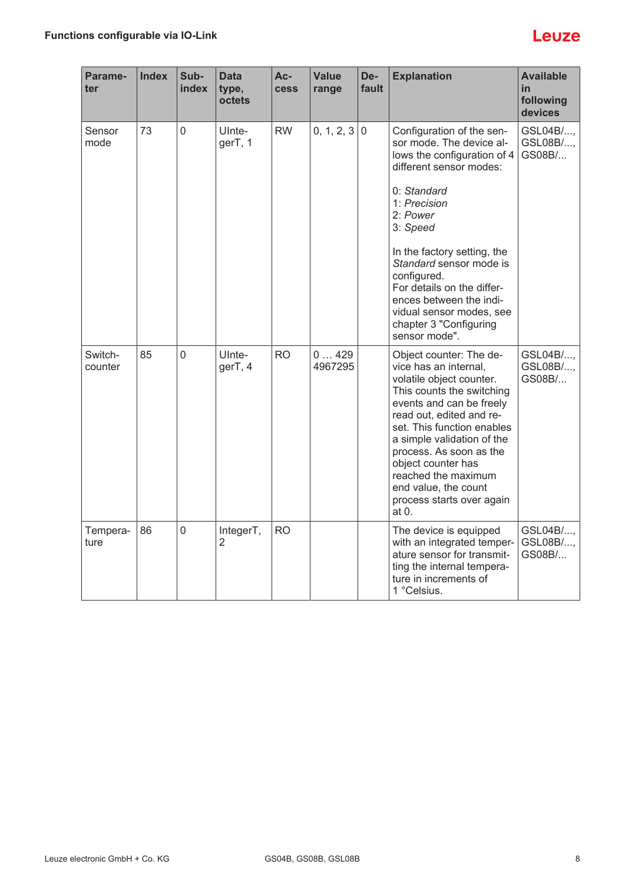| Parameter | Index | Subindex | Data type, octets | Access | Value range | Default | Explanation | Available in following devices |
|---|---|---|---|---|---|---|---|---|
| Sensor mode | 73 | 0 | UIntegerT, 1 | RW | 0, 1, 2, 3 | 0 | Configuration of the sensor mode. The device allows the configuration of 4 different sensor modes:<br><br>0: *Standard*<br>1: *Precision*<br>2: *Power*<br>3: *Speed*<br><br>In the factory setting, the *Standard* sensor mode is configured.<br>For details on the differences between the individual sensor modes, see chapter 3 "Configuring sensor mode". | GSL04B/..., GSL08B/..., GS08B/... |
| Switch-counter | 85 | 0 | UIntegerT, 4 | RO | 0 … 4294967295 | | Object counter: The device has an internal, volatile object counter. This counts the switching events and can be freely read out, edited and reset. This function enables a simple validation of the process. As soon as the object counter has reached the maximum end value, the count process starts over again at 0. | GSL04B/..., GSL08B/..., GS08B/... |
| Temperature | 86 | 0 | IntegerT, 2 | RO | | | The device is equipped with an integrated temperature sensor for transmitting the internal temperature in increments of 1 °Celsius. | GSL04B/..., GSL08B/..., GS08B/... |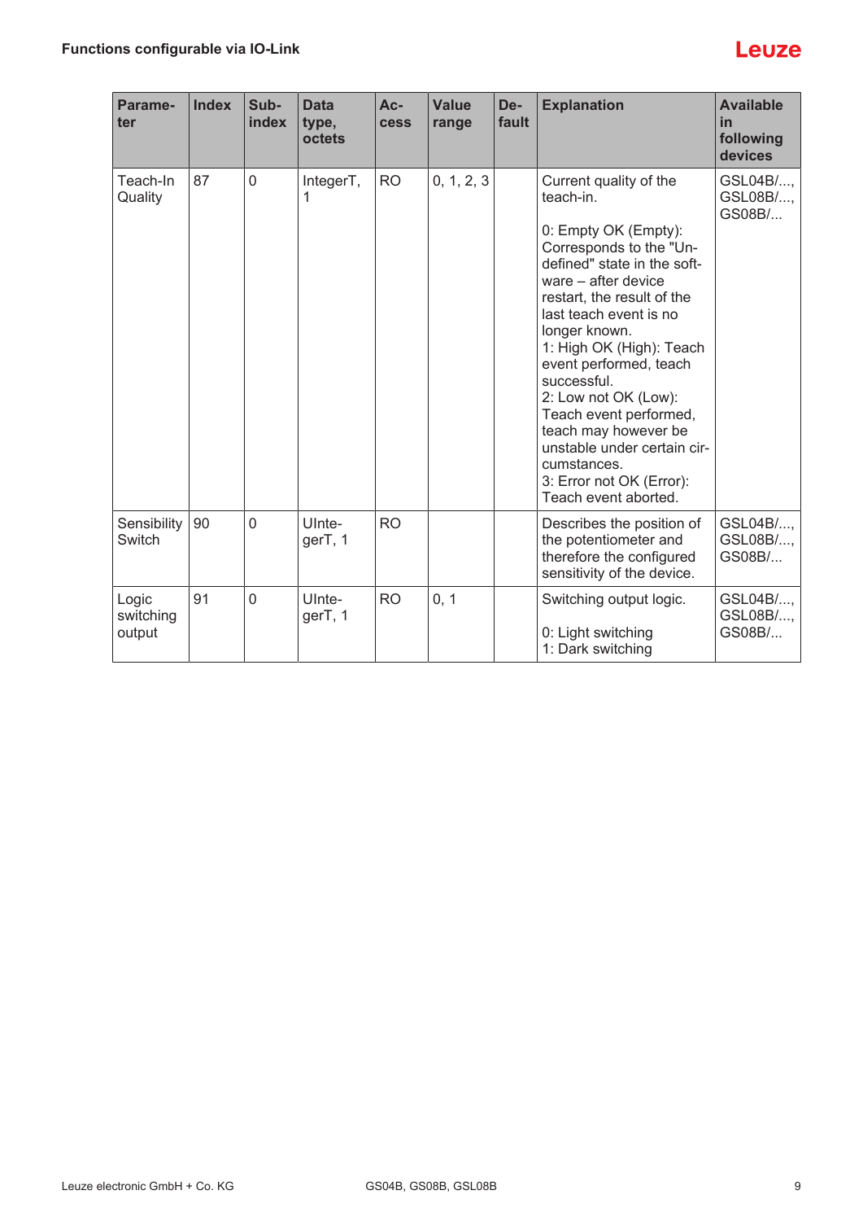| Parameter | Index | Subindex | Data type, octets | Access | Value range | Default | Explanation | Available in following devices |
|---|---|---|---|---|---|---|---|---|
| Teach-In Quality | 87 | 0 | IntegerT, 1 | RO | 0, 1, 2, 3 | | Current quality of the teach-in.<br><br>0: Empty OK (Empty): Corresponds to the "Undefined" state in the software – after device restart, the result of the last teach event is no longer known.<br>1: High OK (High): Teach event performed, teach successful.<br>2: Low not OK (Low): Teach event performed, teach may however be unstable under certain circumstances.<br>3: Error not OK (Error): Teach event aborted. | GSL04B/..., GSL08B/..., GS08B/... |
| Sensibility Switch | 90 | 0 | UIntegerT, 1 | RO | | | Describes the position of the potentiometer and therefore the configured sensitivity of the device. | GSL04B/..., GSL08B/..., GS08B/... |
| Logic switching output | 91 | 0 | UIntegerT, 1 | RO | 0, 1 | | Switching output logic.<br><br>0: Light switching<br>1: Dark switching | GSL04B/..., GSL08B/..., GS08B/... |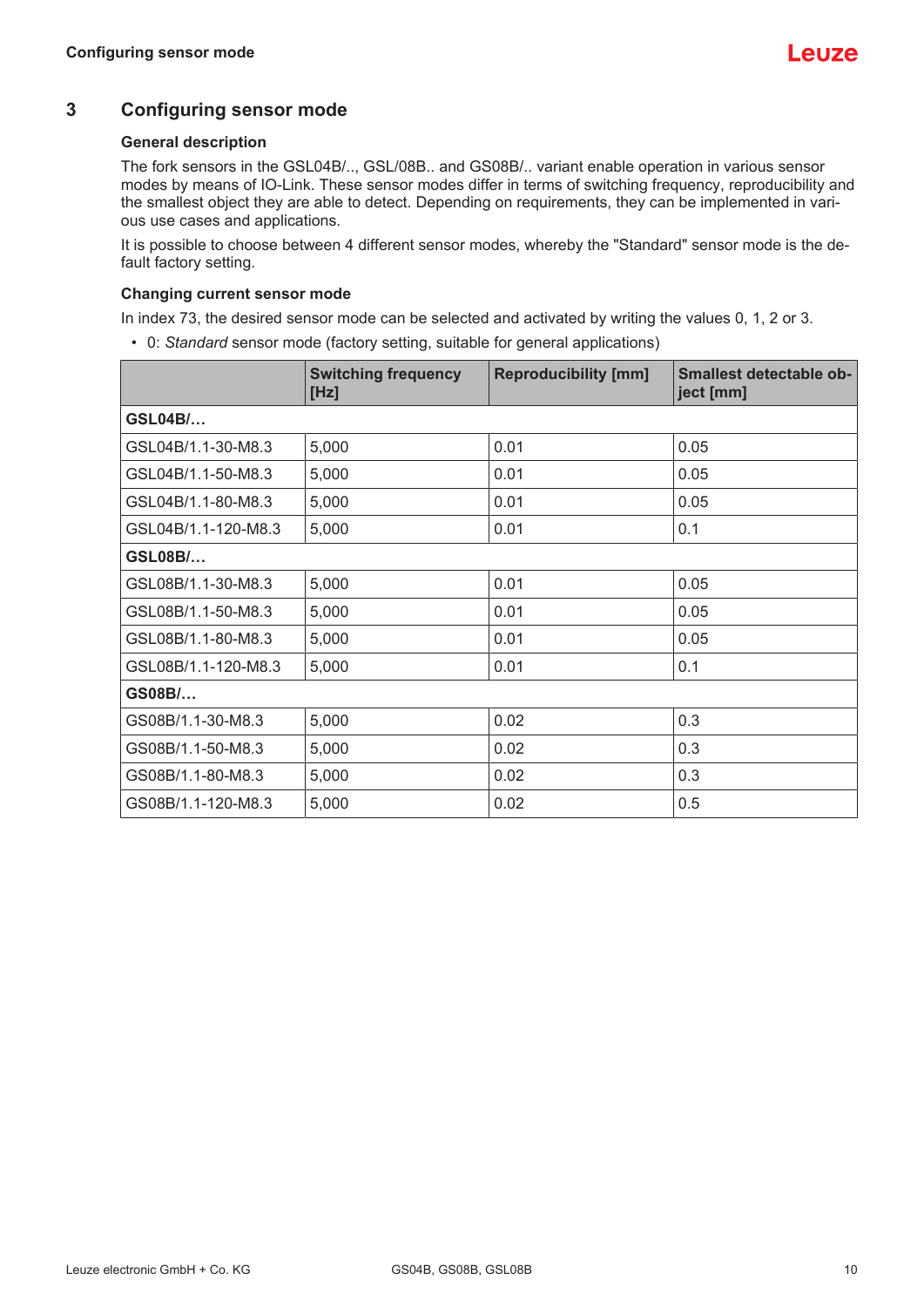# 3 Configuring sensor mode

### General description

The fork sensors in the GSL04B/.., GSL/08B.. and GS08B/.. variant enable operation in various sensor modes by means of IO-Link. These sensor modes differ in terms of switching frequency, reproducibility and the smallest object they are able to detect. Depending on requirements, they can be implemented in various use cases and applications.

It is possible to choose between 4 different sensor modes, whereby the "Standard" sensor mode is the default factory setting.

### Changing current sensor mode

In index 73, the desired sensor mode can be selected and activated by writing the values 0, 1, 2 or 3.

- 0: *Standard* sensor mode (factory setting, suitable for general applications)

| | Switching frequency [Hz] | Reproducibility [mm] | Smallest detectable object [mm] |
|---|---|---|---|
| **GSL04B/…** | | | |
| GSL04B/1.1-30-M8.3 | 5,000 | 0.01 | 0.05 |
| GSL04B/1.1-50-M8.3 | 5,000 | 0.01 | 0.05 |
| GSL04B/1.1-80-M8.3 | 5,000 | 0.01 | 0.05 |
| GSL04B/1.1-120-M8.3 | 5,000 | 0.01 | 0.1 |
| **GSL08B/…** | | | |
| GSL08B/1.1-30-M8.3 | 5,000 | 0.01 | 0.05 |
| GSL08B/1.1-50-M8.3 | 5,000 | 0.01 | 0.05 |
| GSL08B/1.1-80-M8.3 | 5,000 | 0.01 | 0.05 |
| GSL08B/1.1-120-M8.3 | 5,000 | 0.01 | 0.1 |
| **GS08B/…** | | | |
| GS08B/1.1-30-M8.3 | 5,000 | 0.02 | 0.3 |
| GS08B/1.1-50-M8.3 | 5,000 | 0.02 | 0.3 |
| GS08B/1.1-80-M8.3 | 5,000 | 0.02 | 0.3 |
| GS08B/1.1-120-M8.3 | 5,000 | 0.02 | 0.5 |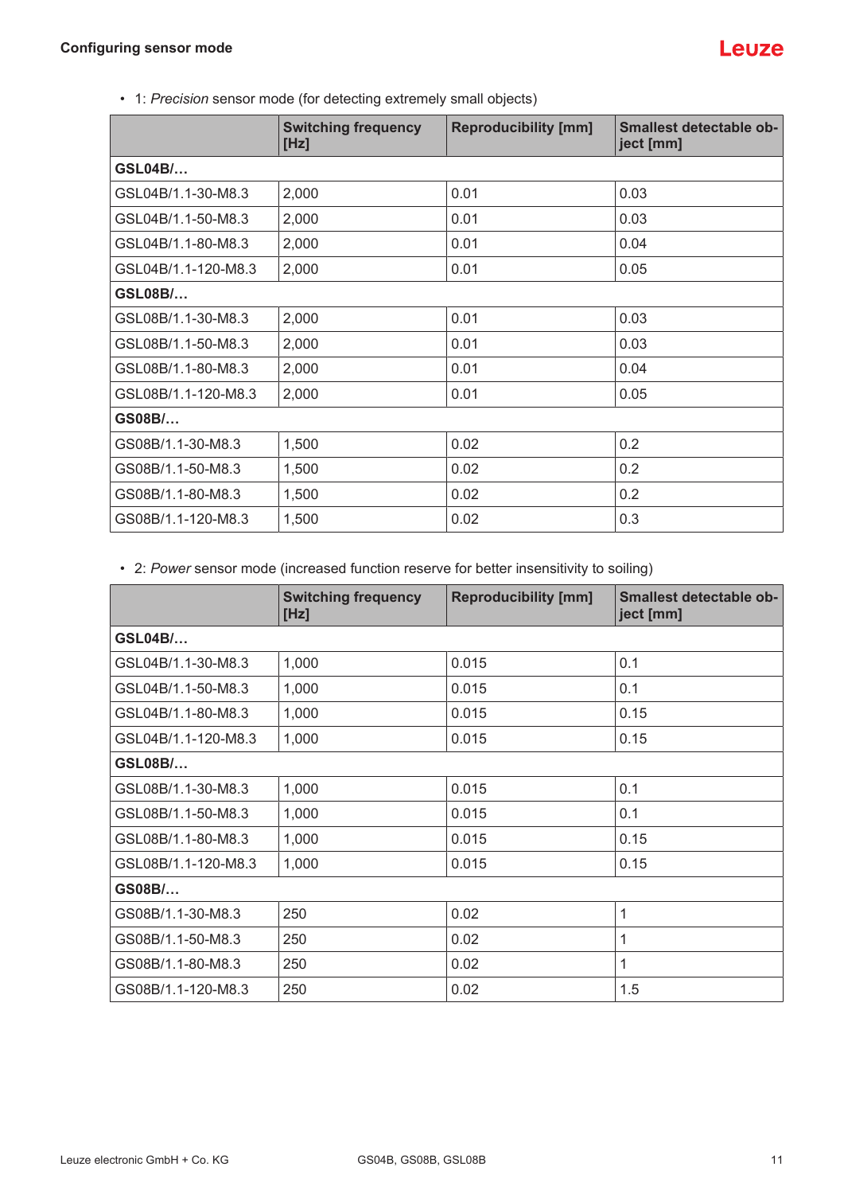- 1: *Precision* sensor mode (for detecting extremely small objects)

| | Switching frequency [Hz] | Reproducibility [mm] | Smallest detectable object [mm] |
|---|---|---|---|
| **GSL04B/…** | | | |
| GSL04B/1.1-30-M8.3 | 2,000 | 0.01 | 0.03 |
| GSL04B/1.1-50-M8.3 | 2,000 | 0.01 | 0.03 |
| GSL04B/1.1-80-M8.3 | 2,000 | 0.01 | 0.04 |
| GSL04B/1.1-120-M8.3 | 2,000 | 0.01 | 0.05 |
| **GSL08B/…** | | | |
| GSL08B/1.1-30-M8.3 | 2,000 | 0.01 | 0.03 |
| GSL08B/1.1-50-M8.3 | 2,000 | 0.01 | 0.03 |
| GSL08B/1.1-80-M8.3 | 2,000 | 0.01 | 0.04 |
| GSL08B/1.1-120-M8.3 | 2,000 | 0.01 | 0.05 |
| **GS08B/…** | | | |
| GS08B/1.1-30-M8.3 | 1,500 | 0.02 | 0.2 |
| GS08B/1.1-50-M8.3 | 1,500 | 0.02 | 0.2 |
| GS08B/1.1-80-M8.3 | 1,500 | 0.02 | 0.2 |
| GS08B/1.1-120-M8.3 | 1,500 | 0.02 | 0.3 |

- 2: *Power* sensor mode (increased function reserve for better insensitivity to soiling)

| | Switching frequency [Hz] | Reproducibility [mm] | Smallest detectable object [mm] |
|---|---|---|---|
| **GSL04B/…** | | | |
| GSL04B/1.1-30-M8.3 | 1,000 | 0.015 | 0.1 |
| GSL04B/1.1-50-M8.3 | 1,000 | 0.015 | 0.1 |
| GSL04B/1.1-80-M8.3 | 1,000 | 0.015 | 0.15 |
| GSL04B/1.1-120-M8.3 | 1,000 | 0.015 | 0.15 |
| **GSL08B/…** | | | |
| GSL08B/1.1-30-M8.3 | 1,000 | 0.015 | 0.1 |
| GSL08B/1.1-50-M8.3 | 1,000 | 0.015 | 0.1 |
| GSL08B/1.1-80-M8.3 | 1,000 | 0.015 | 0.15 |
| GSL08B/1.1-120-M8.3 | 1,000 | 0.015 | 0.15 |
| **GS08B/…** | | | |
| GS08B/1.1-30-M8.3 | 250 | 0.02 | 1 |
| GS08B/1.1-50-M8.3 | 250 | 0.02 | 1 |
| GS08B/1.1-80-M8.3 | 250 | 0.02 | 1 |
| GS08B/1.1-120-M8.3 | 250 | 0.02 | 1.5 |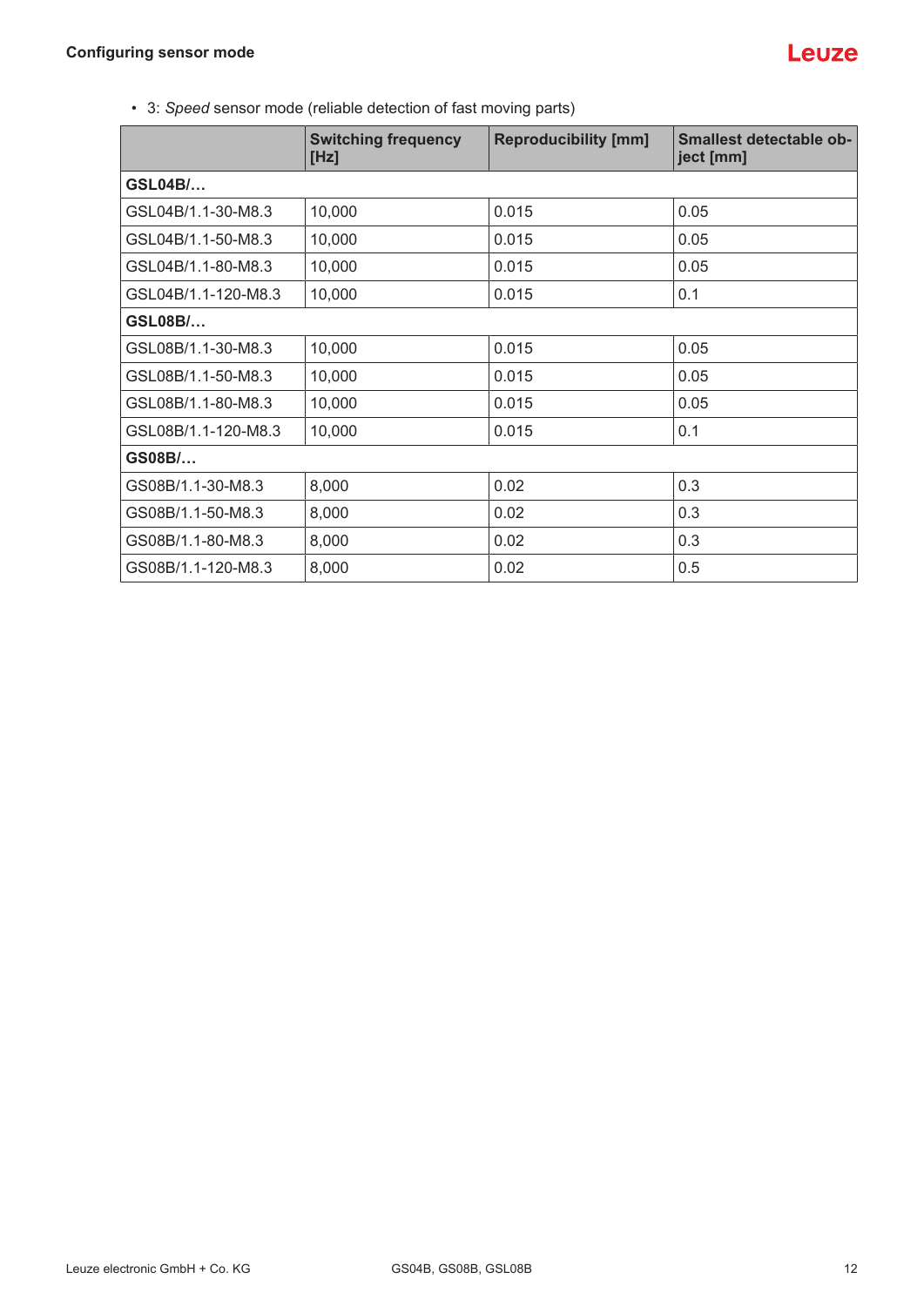- 3: *Speed* sensor mode (reliable detection of fast moving parts)

| | Switching frequency [Hz] | Reproducibility [mm] | Smallest detectable object [mm] |
|---|---|---|---|
| **GSL04B/…** | | | |
| GSL04B/1.1-30-M8.3 | 10,000 | 0.015 | 0.05 |
| GSL04B/1.1-50-M8.3 | 10,000 | 0.015 | 0.05 |
| GSL04B/1.1-80-M8.3 | 10,000 | 0.015 | 0.05 |
| GSL04B/1.1-120-M8.3 | 10,000 | 0.015 | 0.1 |
| **GSL08B/…** | | | |
| GSL08B/1.1-30-M8.3 | 10,000 | 0.015 | 0.05 |
| GSL08B/1.1-50-M8.3 | 10,000 | 0.015 | 0.05 |
| GSL08B/1.1-80-M8.3 | 10,000 | 0.015 | 0.05 |
| GSL08B/1.1-120-M8.3 | 10,000 | 0.015 | 0.1 |
| **GS08B/…** | | | |
| GS08B/1.1-30-M8.3 | 8,000 | 0.02 | 0.3 |
| GS08B/1.1-50-M8.3 | 8,000 | 0.02 | 0.3 |
| GS08B/1.1-80-M8.3 | 8,000 | 0.02 | 0.3 |
| GS08B/1.1-120-M8.3 | 8,000 | 0.02 | 0.5 |